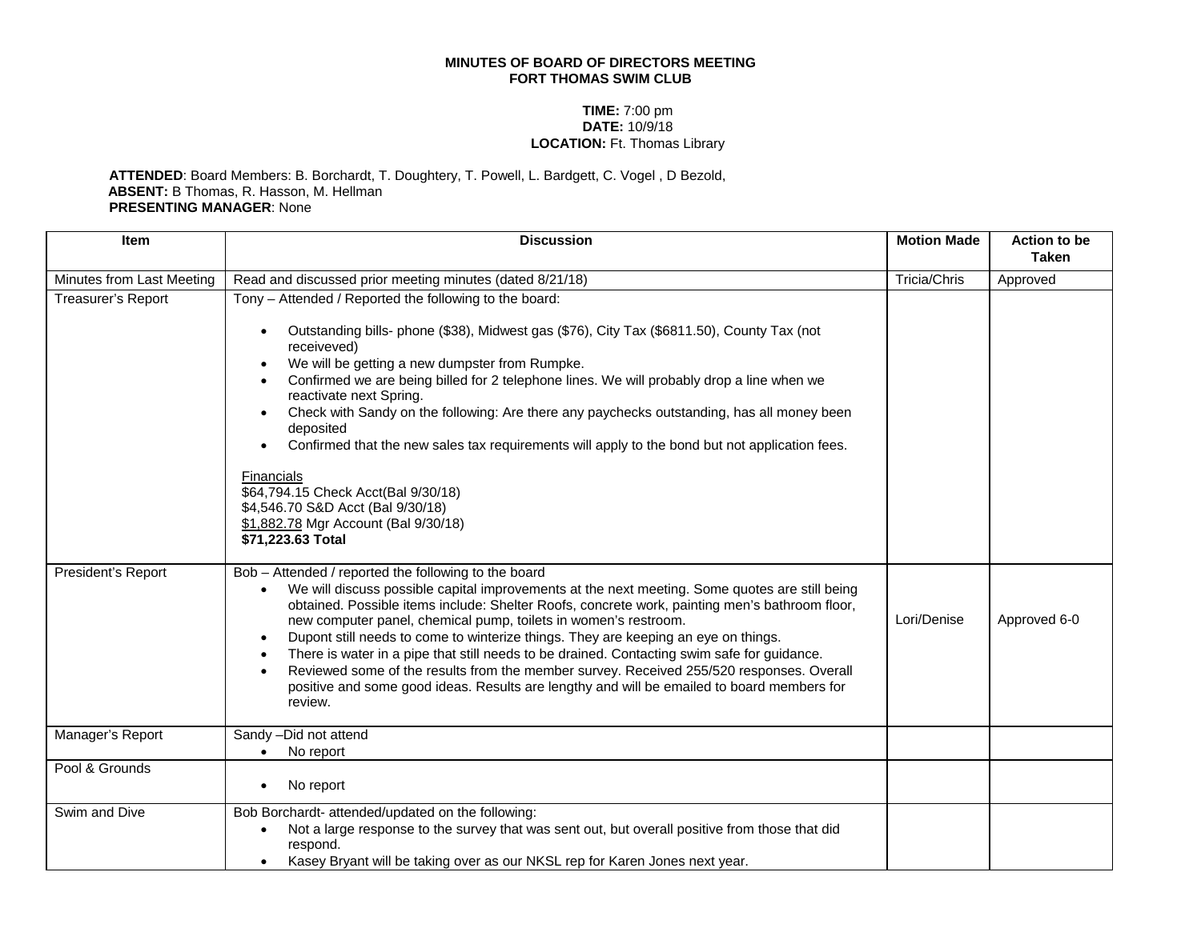**MINUTES OF BOARD OF DIRECTORS MEETING**
**FORT THOMAS SWIM CLUB**

**TIME:** 7:00 pm
**DATE:** 10/9/18
**LOCATION:** Ft. Thomas Library

**ATTENDED**: Board Members: B. Borchardt, T. Doughtery, T. Powell, L. Bardgett, C. Vogel , D Bezold,
**ABSENT:** B Thomas, R. Hasson, M. Hellman
**PRESENTING MANAGER**: None

| Item | Discussion | Motion Made | Action to be Taken |
|---|---|---|---|
| Minutes from Last Meeting | Read and discussed prior meeting minutes (dated 8/21/18) | Tricia/Chris | Approved |
| Treasurer's Report | Tony – Attended / Reported the following to the board:<br>• Outstanding bills- phone ($38), Midwest gas ($76), City Tax ($6811.50), County Tax (not receiveved)<br>• We will be getting a new dumpster from Rumpke.<br>• Confirmed we are being billed for 2 telephone lines. We will probably drop a line when we reactivate next Spring.<br>• Check with Sandy on the following: Are there any paychecks outstanding, has all money been deposited<br>• Confirmed that the new sales tax requirements will apply to the bond but not application fees.<br><br>Financials<br>$64,794.15 Check Acct(Bal 9/30/18)<br>$4,546.70 S&D Acct (Bal 9/30/18)<br>$1,882.78 Mgr Account (Bal 9/30/18)<br>**$71,223.63 Total** | | |
| President's Report | Bob – Attended / reported the following to the board<br>• We will discuss possible capital improvements at the next meeting. Some quotes are still being obtained. Possible items include: Shelter Roofs, concrete work, painting men's bathroom floor, new computer panel, chemical pump, toilets in women's restroom.<br>• Dupont still needs to come to winterize things. They are keeping an eye on things.<br>• There is water in a pipe that still needs to be drained. Contacting swim safe for guidance.<br>• Reviewed some of the results from the member survey. Received 255/520 responses. Overall positive and some good ideas. Results are lengthy and will be emailed to board members for review. | Lori/Denise | Approved 6-0 |
| Manager's Report | Sandy –Did not attend<br>• No report | | |
| Pool & Grounds | • No report | | |
| Swim and Dive | Bob Borchardt- attended/updated on the following:<br>• Not a large response to the survey that was sent out, but overall positive from those that did respond.<br>• Kasey Bryant will be taking over as our NKSL rep for Karen Jones next year. | | |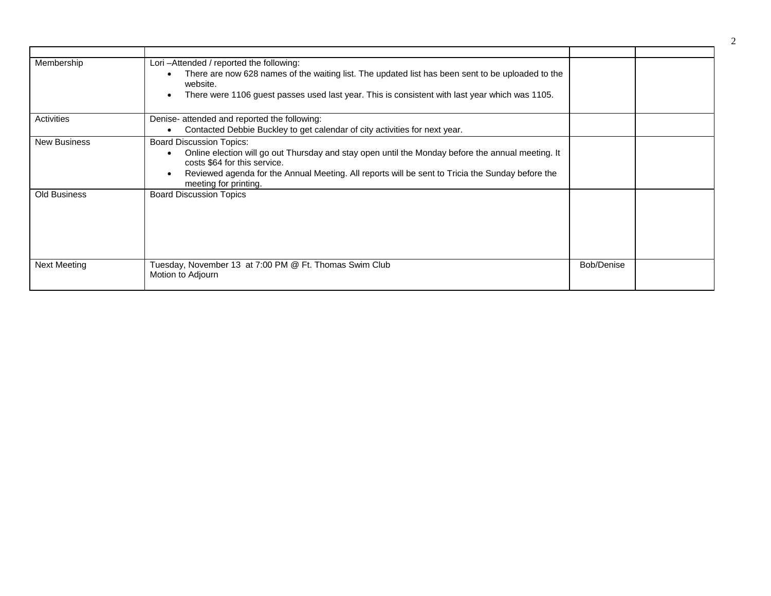| | | | |
|---|---|---|---|
| Membership | Lori –Attended / reported the following:<br>• There are now 628 names of the waiting list. The updated list has been sent to be uploaded to the website.<br>• There were 1106 guest passes used last year. This is consistent with last year which was 1105. | | |
| Activities | Denise- attended and reported the following:<br>• Contacted Debbie Buckley to get calendar of city activities for next year. | | |
| New Business | Board Discussion Topics:<br>• Online election will go out Thursday and stay open until the Monday before the annual meeting. It costs $64 for this service.<br>• Reviewed agenda for the Annual Meeting. All reports will be sent to Tricia the Sunday before the meeting for printing. | | |
| Old Business | Board Discussion Topics | | |
| Next Meeting | Tuesday, November 13 at 7:00 PM @ Ft. Thomas Swim Club<br>Motion to Adjourn | Bob/Denise | |